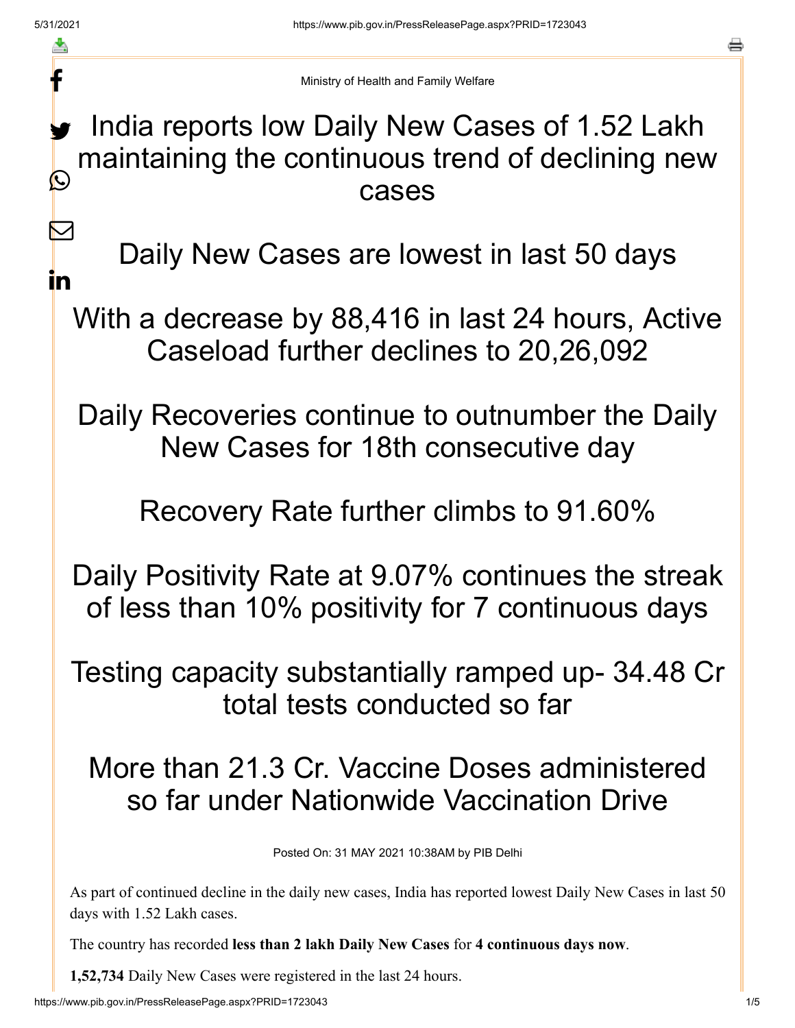Ministry of Health and Family Welfare

# India reports low Daily New Cases of 1.52 Lakh maintaining the continuous trend of declining new cases

## Daily New Cases are lowest in last 50 days

## With a decrease by 88,416 in last 24 hours, Active Caseload further declines to 20,26,092

## Daily Recoveries continue to outnumber the Daily New Cases for 18th consecutive day

## Recovery Rate further climbs to 91.60%

## Daily Positivity Rate at 9.07% continues the streak of less than 10% positivity for 7 continuous days

## Testing capacity substantially ramped up- 34.48 Cr total tests conducted so far

## More than 21.3 Cr. Vaccine Doses administered so far under Nationwide Vaccination Drive

Posted On: 31 MAY 2021 10:38AM by PIB Delhi

As part of continued decline in the daily new cases, India has reported lowest Daily New Cases in last 50 days with 1.52 Lakh cases.

The country has recorded **less than 2 lakh Daily New Cases** for **4 continuous days now**.

**1,52,734** Daily New Cases were registered in the last 24 hours.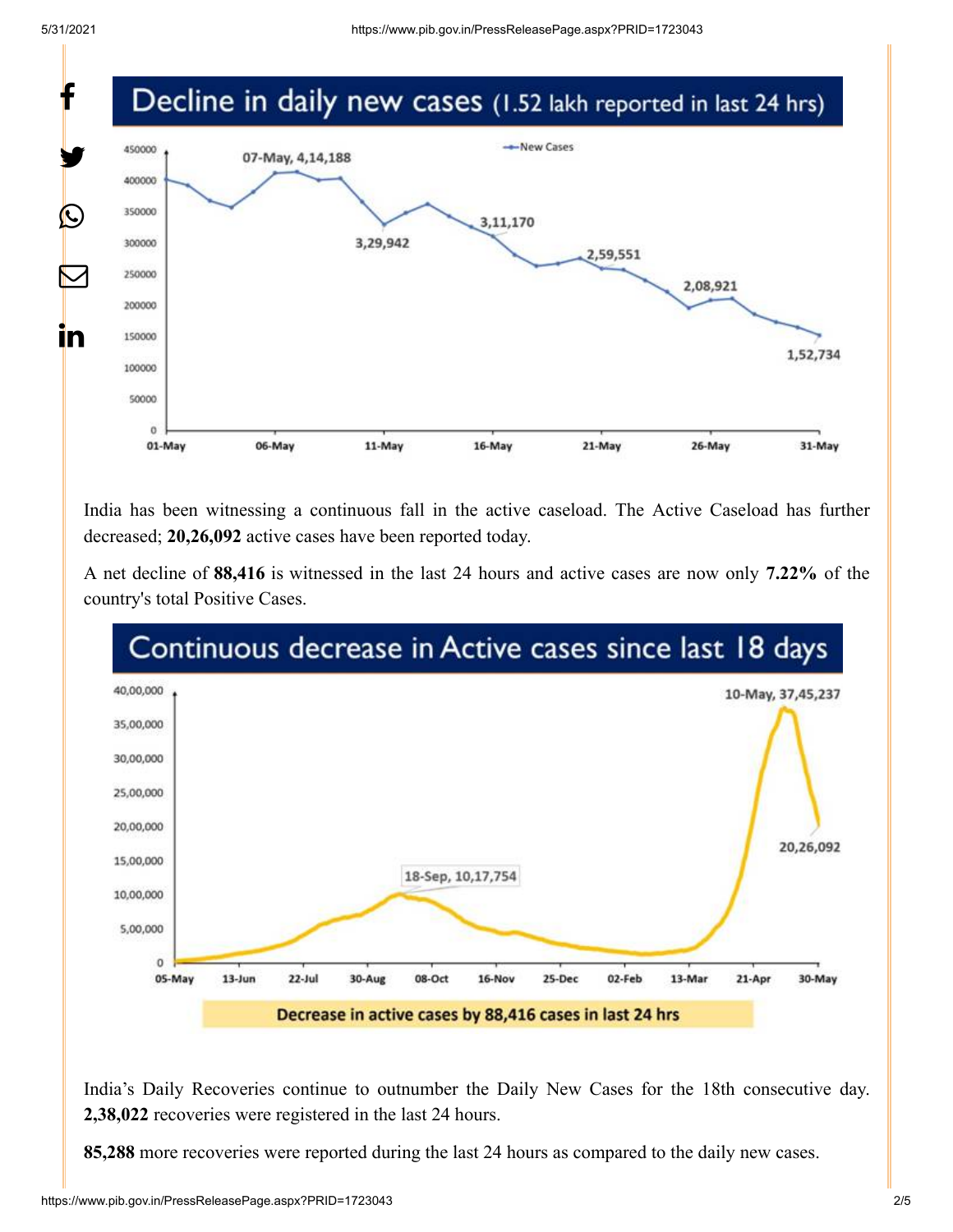## Decline in daily new cases (1.52 lakh reported in last 24 hrs)

07-May, 4,14,188

3,29,942

3,11,170

2,59,551

2,08,921

1,52,734

India has been witnessing a continuous fall in the active caseload. The Active Caseload has further decreased; **20,26,092** active cases have been reported today.

A net decline of **88,416** is witnessed in the last 24 hours and active cases are now only **7.22%** of the country's total Positive Cases.

## Continuous decrease in Active cases since last 18 days

10-May, 37,45,237

18-Sep, 10,17,754

20,26,092

Decrease in active cases by 88,416 cases in last 24 hrs

India's Daily Recoveries continue to outnumber the Daily New Cases for the 18th consecutive day. **2,38,022** recoveries were registered in the last 24 hours.

**85,288** more recoveries were reported during the last 24 hours as compared to the daily new cases.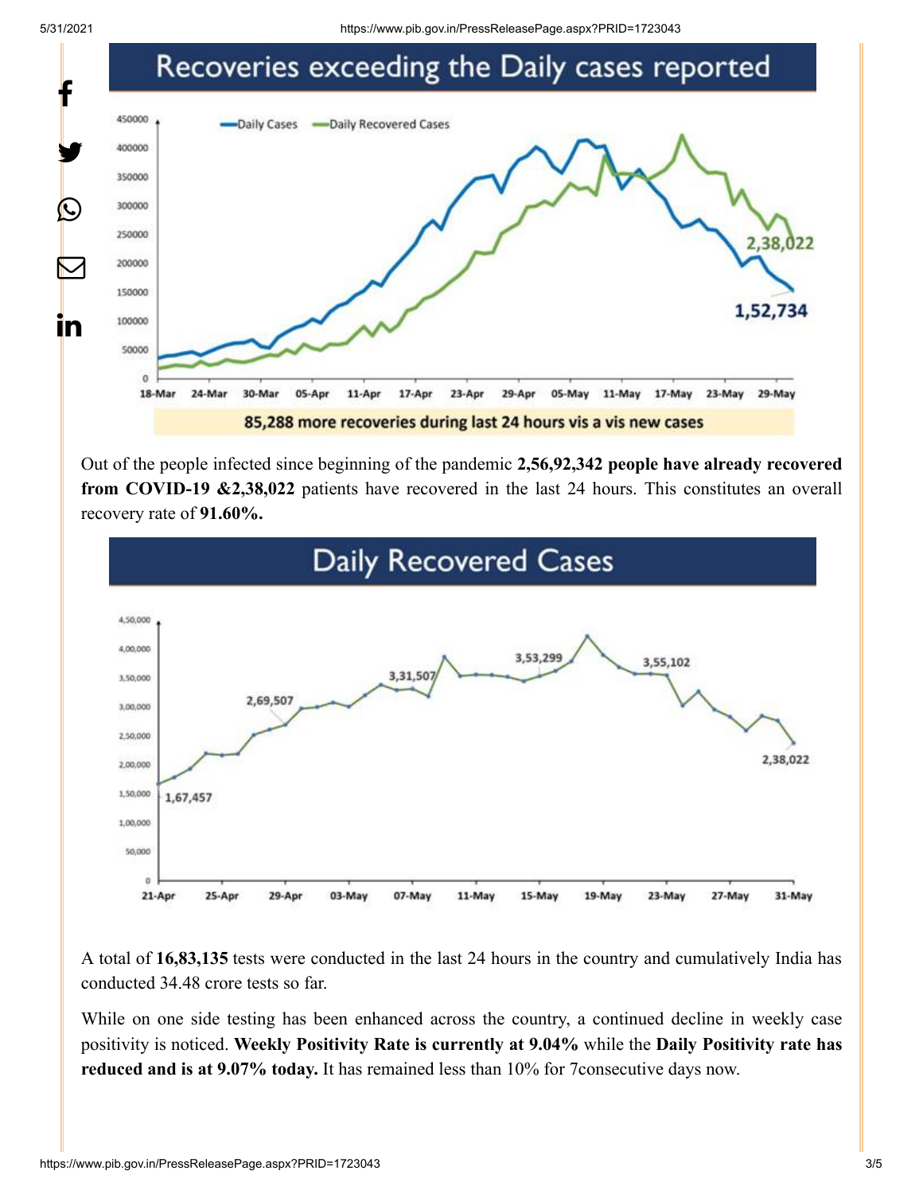## Recoveries exceeding the Daily cases reported

85,288 more recoveries during last 24 hours vis a vis new cases

Out of the people infected since beginning of the pandemic **2,56,92,342 people have already recovered from COVID-19 &2,38,022** patients have recovered in the last 24 hours. This constitutes an overall recovery rate of **91.60%.**

## Daily Recovered Cases

A total of **16,83,135** tests were conducted in the last 24 hours in the country and cumulatively India has conducted 34.48 crore tests so far.

While on one side testing has been enhanced across the country, a continued decline in weekly case positivity is noticed. **Weekly Positivity Rate is currently at 9.04%** while the **Daily Positivity rate has reduced and is at 9.07% today.** It has remained less than 10% for 7consecutive days now.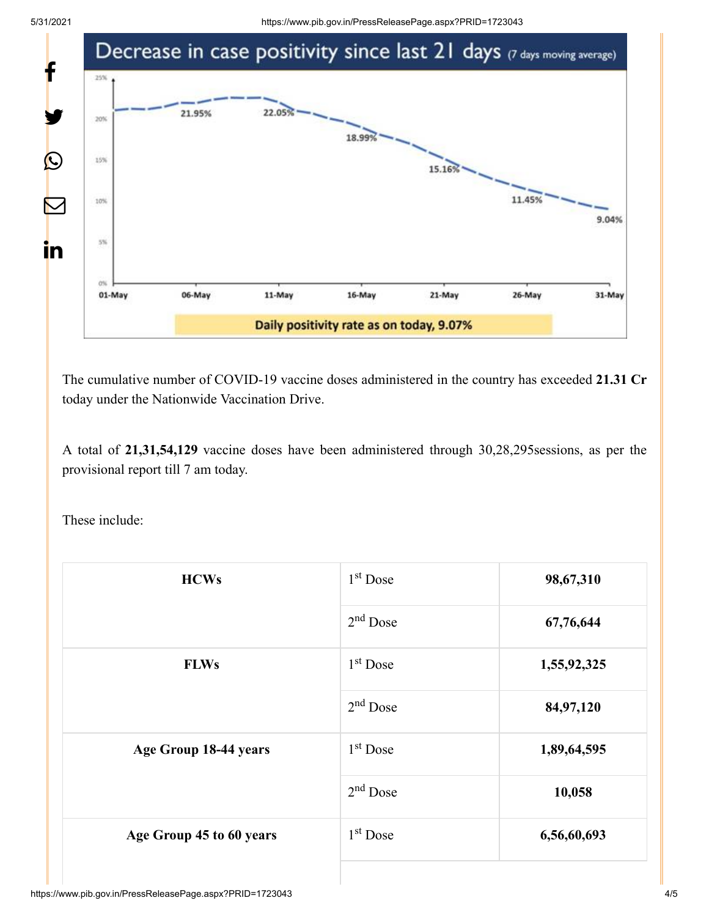## Decrease in case positivity since last 21 days (7 days moving average)

| Date | Positivity |
|---|---|
| 06-May | 21.95% |
| 11-May | 22.05% |
| 16-May | 18.99% |
| 21-May | 15.16% |
| 26-May | 11.45% |
| 31-May | 9.04% |

Daily positivity rate as on today, 9.07%

The cumulative number of COVID-19 vaccine doses administered in the country has exceeded **21.31 Cr** today under the Nationwide Vaccination Drive.

A total of **21,31,54,129** vaccine doses have been administered through 30,28,295sessions, as per the provisional report till 7 am today.

These include:

| | | |
|---|---|---|
| **HCWs** | 1st Dose | **98,67,310** |
| | 2nd Dose | **67,76,644** |
| **FLWs** | 1st Dose | **1,55,92,325** |
| | 2nd Dose | **84,97,120** |
| **Age Group 18-44 years** | 1st Dose | **1,89,64,595** |
| | 2nd Dose | **10,058** |
| **Age Group 45 to 60 years** | 1st Dose | **6,56,60,693** |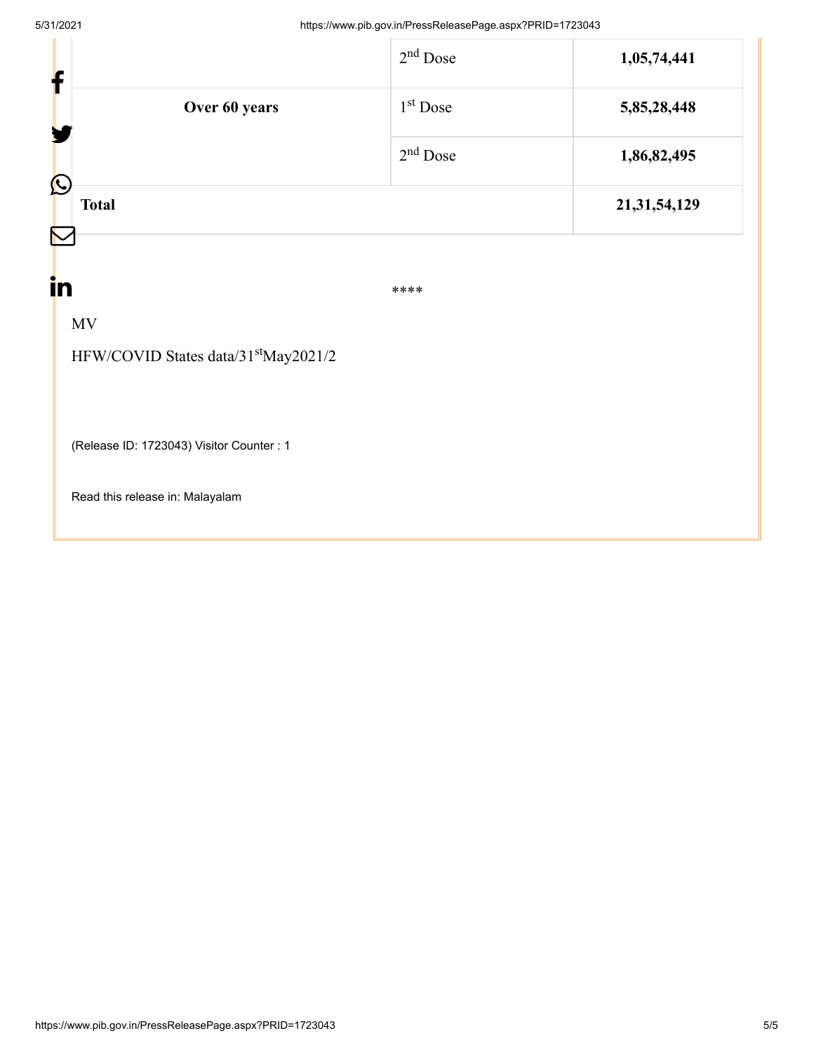| | | |
|---|---|---|
| | 2nd Dose | **1,05,74,441** |
| **Over 60 years** | 1st Dose | **5,85,28,448** |
| | 2nd Dose | **1,86,82,495** |
| **Total** | | **21,31,54,129** |

****

MV

HFW/COVID States data/31stMay2021/2

(Release ID: 1723043) Visitor Counter : 1

Read this release in: Malayalam